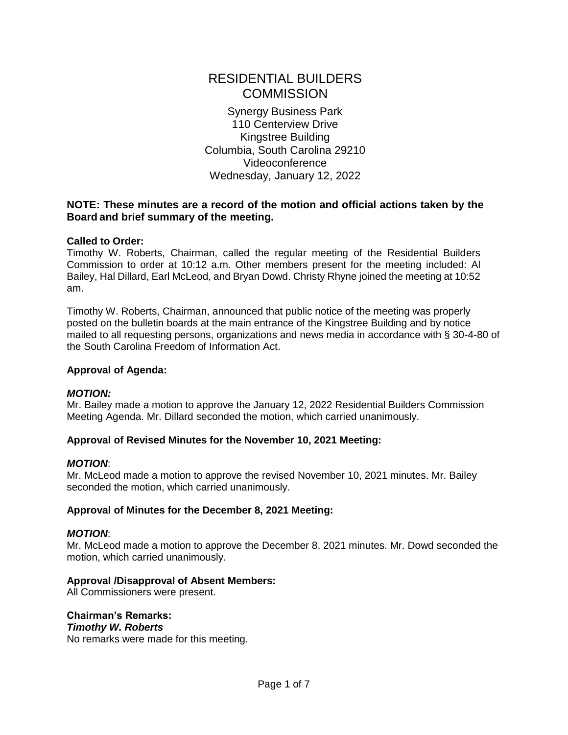# RESIDENTIAL BUILDERS COMMISSION

Synergy Business Park
110 Centerview Drive
Kingstree Building
Columbia, South Carolina 29210
Videoconference
Wednesday, January 12, 2022

**NOTE: These minutes are a record of the motion and official actions taken by the Board and brief summary of the meeting.**

**Called to Order:**
Timothy W. Roberts, Chairman, called the regular meeting of the Residential Builders Commission to order at 10:12 a.m. Other members present for the meeting included: Al Bailey, Hal Dillard, Earl McLeod, and Bryan Dowd. Christy Rhyne joined the meeting at 10:52 am.

Timothy W. Roberts, Chairman, announced that public notice of the meeting was properly posted on the bulletin boards at the main entrance of the Kingstree Building and by notice mailed to all requesting persons, organizations and news media in accordance with § 30-4-80 of the South Carolina Freedom of Information Act.

**Approval of Agenda:**

***MOTION:***
Mr. Bailey made a motion to approve the January 12, 2022 Residential Builders Commission Meeting Agenda. Mr. Dillard seconded the motion, which carried unanimously.

**Approval of Revised Minutes for the November 10, 2021 Meeting:**

***MOTION***:
Mr. McLeod made a motion to approve the revised November 10, 2021 minutes. Mr. Bailey seconded the motion, which carried unanimously.

**Approval of Minutes for the December 8, 2021 Meeting:**

***MOTION***:
Mr. McLeod made a motion to approve the December 8, 2021 minutes. Mr. Dowd seconded the motion, which carried unanimously.

**Approval /Disapproval of Absent Members:**
All Commissioners were present.

**Chairman's Remarks:**
***Timothy W. Roberts***
No remarks were made for this meeting.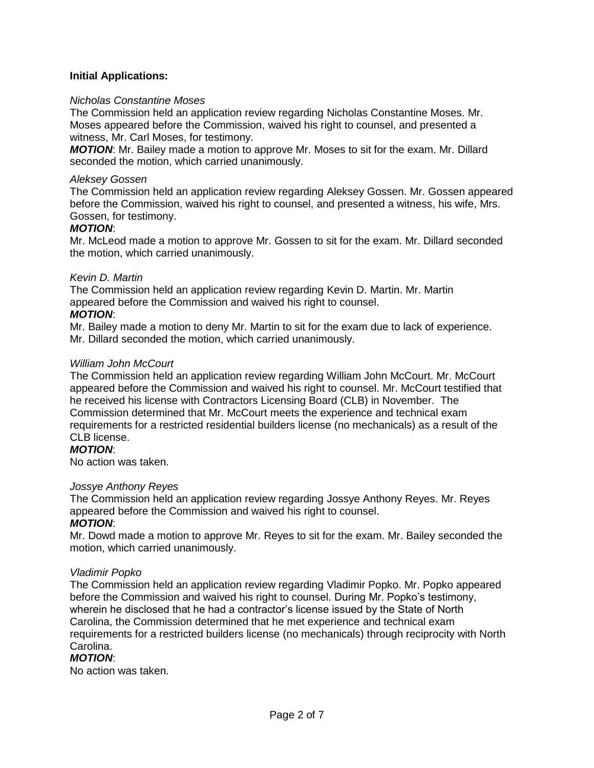**Initial Applications:**

*Nicholas Constantine Moses*

The Commission held an application review regarding Nicholas Constantine Moses. Mr. Moses appeared before the Commission, waived his right to counsel, and presented a witness, Mr. Carl Moses, for testimony.

***MOTION***: Mr. Bailey made a motion to approve Mr. Moses to sit for the exam. Mr. Dillard seconded the motion, which carried unanimously.

*Aleksey Gossen*

The Commission held an application review regarding Aleksey Gossen. Mr. Gossen appeared before the Commission, waived his right to counsel, and presented a witness, his wife, Mrs. Gossen, for testimony.

***MOTION***:

Mr. McLeod made a motion to approve Mr. Gossen to sit for the exam. Mr. Dillard seconded the motion, which carried unanimously.

*Kevin D. Martin*

The Commission held an application review regarding Kevin D. Martin. Mr. Martin appeared before the Commission and waived his right to counsel.

***MOTION***:

Mr. Bailey made a motion to deny Mr. Martin to sit for the exam due to lack of experience. Mr. Dillard seconded the motion, which carried unanimously.

*William John McCourt*

The Commission held an application review regarding William John McCourt. Mr. McCourt appeared before the Commission and waived his right to counsel. Mr. McCourt testified that he received his license with Contractors Licensing Board (CLB) in November. The Commission determined that Mr. McCourt meets the experience and technical exam requirements for a restricted residential builders license (no mechanicals) as a result of the CLB license.

***MOTION***:

No action was taken.

*Jossye Anthony Reyes*

The Commission held an application review regarding Jossye Anthony Reyes. Mr. Reyes appeared before the Commission and waived his right to counsel.

***MOTION***:

Mr. Dowd made a motion to approve Mr. Reyes to sit for the exam. Mr. Bailey seconded the motion, which carried unanimously.

*Vladimir Popko*

The Commission held an application review regarding Vladimir Popko. Mr. Popko appeared before the Commission and waived his right to counsel. During Mr. Popko's testimony, wherein he disclosed that he had a contractor's license issued by the State of North Carolina, the Commission determined that he met experience and technical exam requirements for a restricted builders license (no mechanicals) through reciprocity with North Carolina.

***MOTION***:

No action was taken.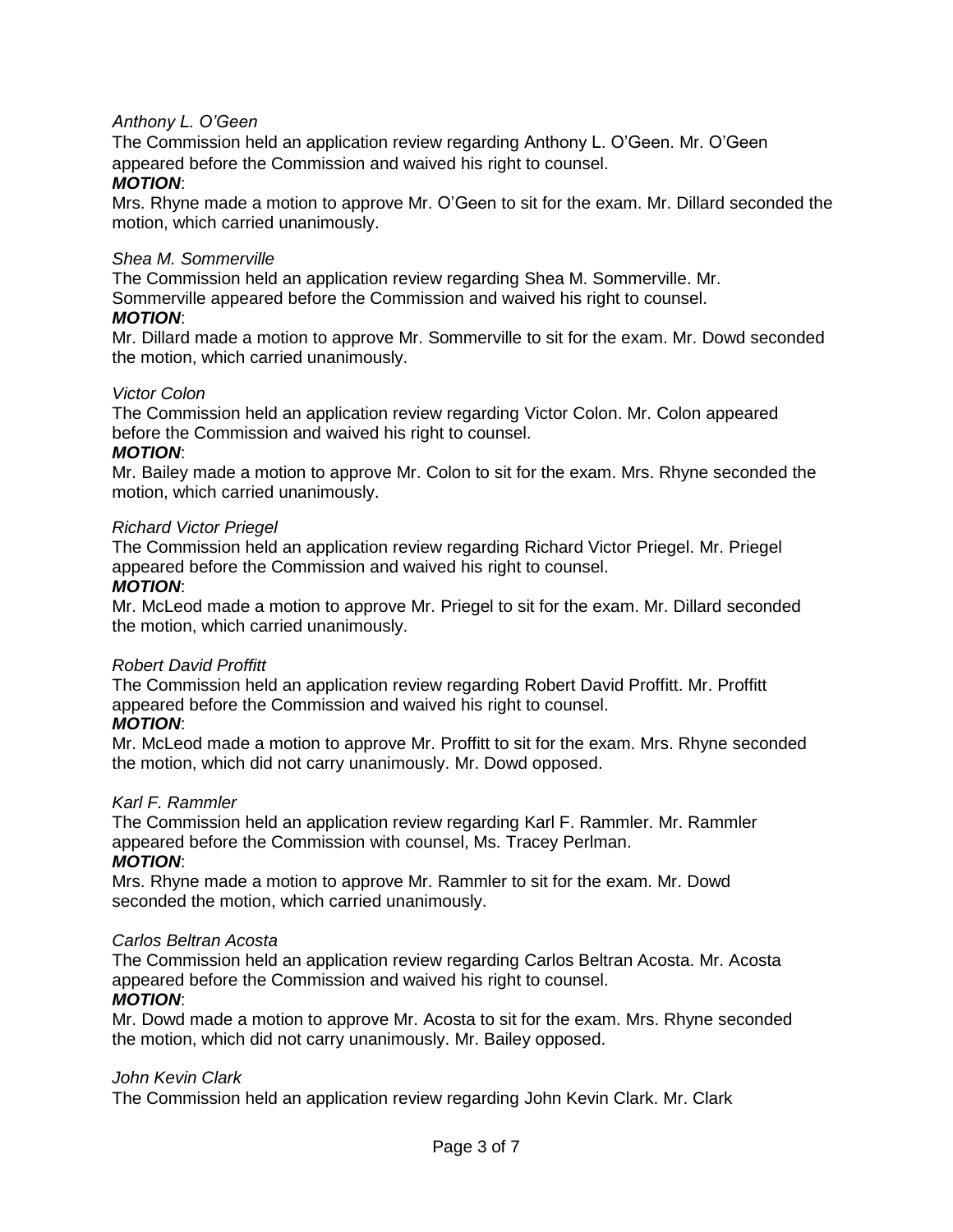*Anthony L. O'Geen*

The Commission held an application review regarding Anthony L. O'Geen. Mr. O'Geen appeared before the Commission and waived his right to counsel.

***MOTION***:

Mrs. Rhyne made a motion to approve Mr. O'Geen to sit for the exam. Mr. Dillard seconded the motion, which carried unanimously.

*Shea M. Sommerville*

The Commission held an application review regarding Shea M. Sommerville. Mr. Sommerville appeared before the Commission and waived his right to counsel.

***MOTION***:

Mr. Dillard made a motion to approve Mr. Sommerville to sit for the exam. Mr. Dowd seconded the motion, which carried unanimously.

*Victor Colon*

The Commission held an application review regarding Victor Colon. Mr. Colon appeared before the Commission and waived his right to counsel.

***MOTION***:

Mr. Bailey made a motion to approve Mr. Colon to sit for the exam. Mrs. Rhyne seconded the motion, which carried unanimously.

*Richard Victor Priegel*

The Commission held an application review regarding Richard Victor Priegel. Mr. Priegel appeared before the Commission and waived his right to counsel.

***MOTION***:

Mr. McLeod made a motion to approve Mr. Priegel to sit for the exam. Mr. Dillard seconded the motion, which carried unanimously.

*Robert David Proffitt*

The Commission held an application review regarding Robert David Proffitt. Mr. Proffitt appeared before the Commission and waived his right to counsel.

***MOTION***:

Mr. McLeod made a motion to approve Mr. Proffitt to sit for the exam. Mrs. Rhyne seconded the motion, which did not carry unanimously. Mr. Dowd opposed.

*Karl F. Rammler*

The Commission held an application review regarding Karl F. Rammler. Mr. Rammler appeared before the Commission with counsel, Ms. Tracey Perlman.

***MOTION***:

Mrs. Rhyne made a motion to approve Mr. Rammler to sit for the exam. Mr. Dowd seconded the motion, which carried unanimously.

*Carlos Beltran Acosta*

The Commission held an application review regarding Carlos Beltran Acosta. Mr. Acosta appeared before the Commission and waived his right to counsel.

***MOTION***:

Mr. Dowd made a motion to approve Mr. Acosta to sit for the exam. Mrs. Rhyne seconded the motion, which did not carry unanimously. Mr. Bailey opposed.

*John Kevin Clark*

The Commission held an application review regarding John Kevin Clark. Mr. Clark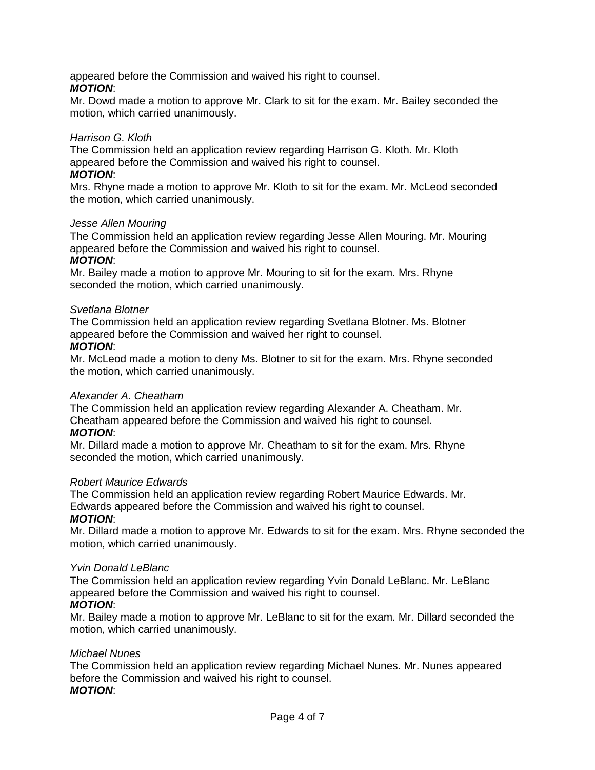appeared before the Commission and waived his right to counsel.

***MOTION***:

Mr. Dowd made a motion to approve Mr. Clark to sit for the exam. Mr. Bailey seconded the motion, which carried unanimously.

*Harrison G. Kloth*

The Commission held an application review regarding Harrison G. Kloth. Mr. Kloth appeared before the Commission and waived his right to counsel.

***MOTION***:

Mrs. Rhyne made a motion to approve Mr. Kloth to sit for the exam. Mr. McLeod seconded the motion, which carried unanimously.

*Jesse Allen Mouring*

The Commission held an application review regarding Jesse Allen Mouring. Mr. Mouring appeared before the Commission and waived his right to counsel.

***MOTION***:

Mr. Bailey made a motion to approve Mr. Mouring to sit for the exam. Mrs. Rhyne seconded the motion, which carried unanimously.

*Svetlana Blotner*

The Commission held an application review regarding Svetlana Blotner. Ms. Blotner appeared before the Commission and waived her right to counsel.

***MOTION***:

Mr. McLeod made a motion to deny Ms. Blotner to sit for the exam. Mrs. Rhyne seconded the motion, which carried unanimously.

*Alexander A. Cheatham*

The Commission held an application review regarding Alexander A. Cheatham. Mr. Cheatham appeared before the Commission and waived his right to counsel.

***MOTION***:

Mr. Dillard made a motion to approve Mr. Cheatham to sit for the exam. Mrs. Rhyne seconded the motion, which carried unanimously.

*Robert Maurice Edwards*

The Commission held an application review regarding Robert Maurice Edwards. Mr. Edwards appeared before the Commission and waived his right to counsel.

***MOTION***:

Mr. Dillard made a motion to approve Mr. Edwards to sit for the exam. Mrs. Rhyne seconded the motion, which carried unanimously.

*Yvin Donald LeBlanc*

The Commission held an application review regarding Yvin Donald LeBlanc. Mr. LeBlanc appeared before the Commission and waived his right to counsel.

***MOTION***:

Mr. Bailey made a motion to approve Mr. LeBlanc to sit for the exam. Mr. Dillard seconded the motion, which carried unanimously.

*Michael Nunes*

The Commission held an application review regarding Michael Nunes. Mr. Nunes appeared before the Commission and waived his right to counsel.

***MOTION***: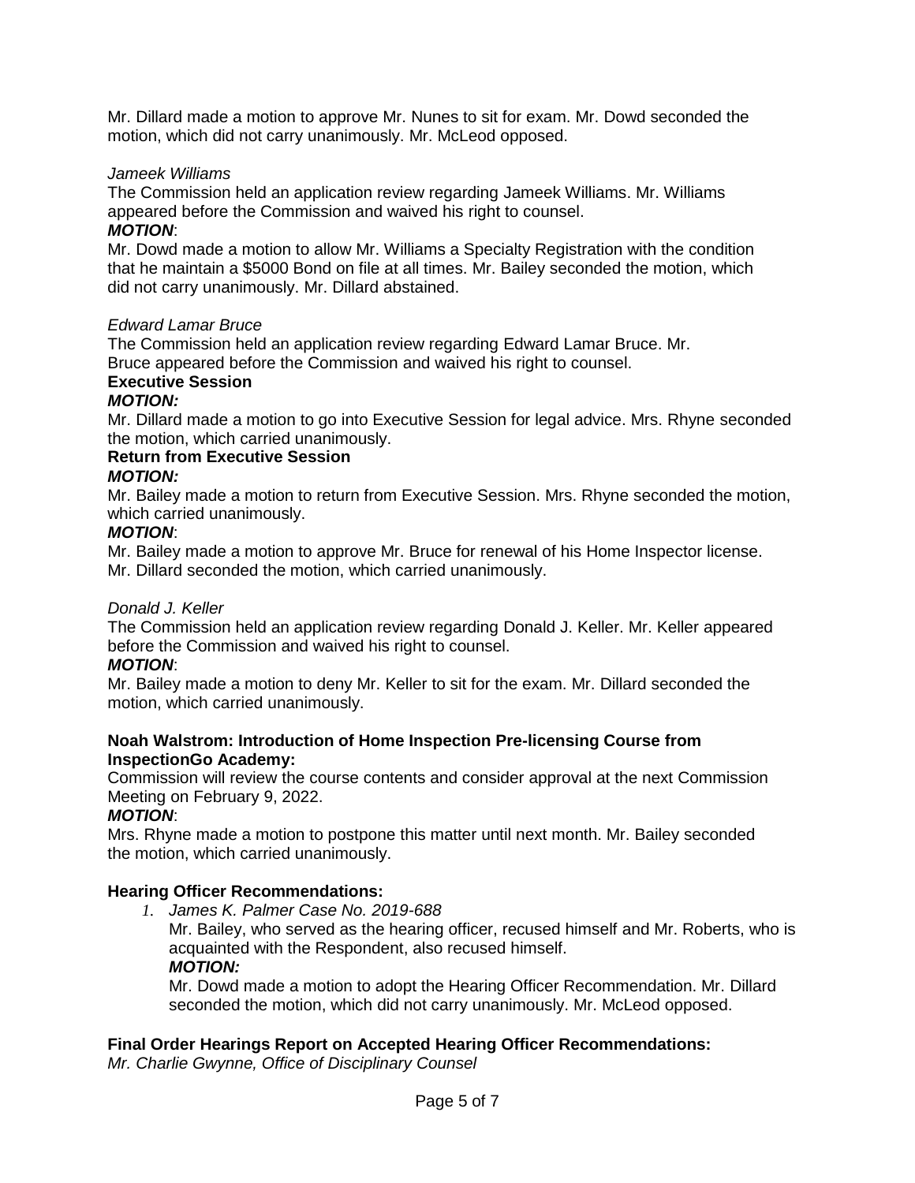Mr. Dillard made a motion to approve Mr. Nunes to sit for exam. Mr. Dowd seconded the motion, which did not carry unanimously. Mr. McLeod opposed.

*Jameek Williams*

The Commission held an application review regarding Jameek Williams. Mr. Williams appeared before the Commission and waived his right to counsel.

***MOTION***:

Mr. Dowd made a motion to allow Mr. Williams a Specialty Registration with the condition that he maintain a $5000 Bond on file at all times. Mr. Bailey seconded the motion, which did not carry unanimously. Mr. Dillard abstained.

*Edward Lamar Bruce*

The Commission held an application review regarding Edward Lamar Bruce. Mr. Bruce appeared before the Commission and waived his right to counsel.

**Executive Session**

***MOTION:***

Mr. Dillard made a motion to go into Executive Session for legal advice. Mrs. Rhyne seconded the motion, which carried unanimously.

**Return from Executive Session**

***MOTION:***

Mr. Bailey made a motion to return from Executive Session. Mrs. Rhyne seconded the motion, which carried unanimously.

***MOTION***:

Mr. Bailey made a motion to approve Mr. Bruce for renewal of his Home Inspector license. Mr. Dillard seconded the motion, which carried unanimously.

*Donald J. Keller*

The Commission held an application review regarding Donald J. Keller. Mr. Keller appeared before the Commission and waived his right to counsel.

***MOTION***:

Mr. Bailey made a motion to deny Mr. Keller to sit for the exam. Mr. Dillard seconded the motion, which carried unanimously.

**Noah Walstrom: Introduction of Home Inspection Pre-licensing Course from InspectionGo Academy:**

Commission will review the course contents and consider approval at the next Commission Meeting on February 9, 2022.

***MOTION***:

Mrs. Rhyne made a motion to postpone this matter until next month. Mr. Bailey seconded the motion, which carried unanimously.

**Hearing Officer Recommendations:**

1. *James K. Palmer Case No. 2019-688*

   Mr. Bailey, who served as the hearing officer, recused himself and Mr. Roberts, who is acquainted with the Respondent, also recused himself.

   ***MOTION:***

   Mr. Dowd made a motion to adopt the Hearing Officer Recommendation. Mr. Dillard seconded the motion, which did not carry unanimously. Mr. McLeod opposed.

**Final Order Hearings Report on Accepted Hearing Officer Recommendations:**

*Mr. Charlie Gwynne, Office of Disciplinary Counsel*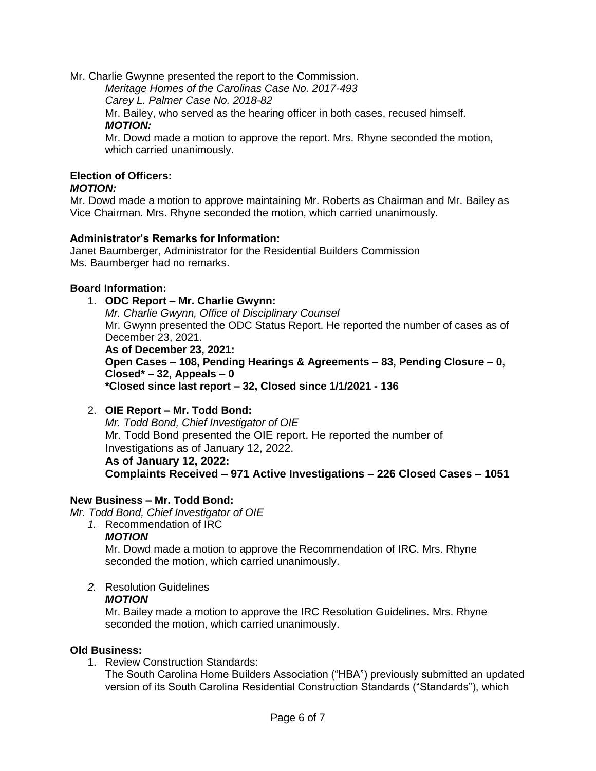Mr. Charlie Gwynne presented the report to the Commission.

*Meritage Homes of the Carolinas Case No. 2017-493*

*Carey L. Palmer Case No. 2018-82*

Mr. Bailey, who served as the hearing officer in both cases, recused himself.

***MOTION:***

Mr. Dowd made a motion to approve the report. Mrs. Rhyne seconded the motion, which carried unanimously.

**Election of Officers:**

***MOTION:***

Mr. Dowd made a motion to approve maintaining Mr. Roberts as Chairman and Mr. Bailey as Vice Chairman. Mrs. Rhyne seconded the motion, which carried unanimously.

**Administrator's Remarks for Information:**

Janet Baumberger, Administrator for the Residential Builders Commission
Ms. Baumberger had no remarks.

**Board Information:**

1. **ODC Report – Mr. Charlie Gwynn:**

   *Mr. Charlie Gwynn, Office of Disciplinary Counsel*

   Mr. Gwynn presented the ODC Status Report. He reported the number of cases as of December 23, 2021.

   **As of December 23, 2021:**

   **Open Cases – 108, Pending Hearings & Agreements – 83, Pending Closure – 0, Closed* – 32, Appeals – 0**

   ***Closed since last report – 32, Closed since 1/1/2021 - 136**

2. **OIE Report – Mr. Todd Bond:**

   *Mr. Todd Bond, Chief Investigator of OIE*

   Mr. Todd Bond presented the OIE report. He reported the number of Investigations as of January 12, 2022.

   **As of January 12, 2022:**

   **Complaints Received – 971 Active Investigations – 226 Closed Cases – 1051**

**New Business – Mr. Todd Bond:**

*Mr. Todd Bond, Chief Investigator of OIE*

1. Recommendation of IRC

   ***MOTION***

   Mr. Dowd made a motion to approve the Recommendation of IRC. Mrs. Rhyne seconded the motion, which carried unanimously.

2. Resolution Guidelines

   ***MOTION***

   Mr. Bailey made a motion to approve the IRC Resolution Guidelines. Mrs. Rhyne seconded the motion, which carried unanimously.

**Old Business:**

1. Review Construction Standards:

   The South Carolina Home Builders Association ("HBA") previously submitted an updated version of its South Carolina Residential Construction Standards ("Standards"), which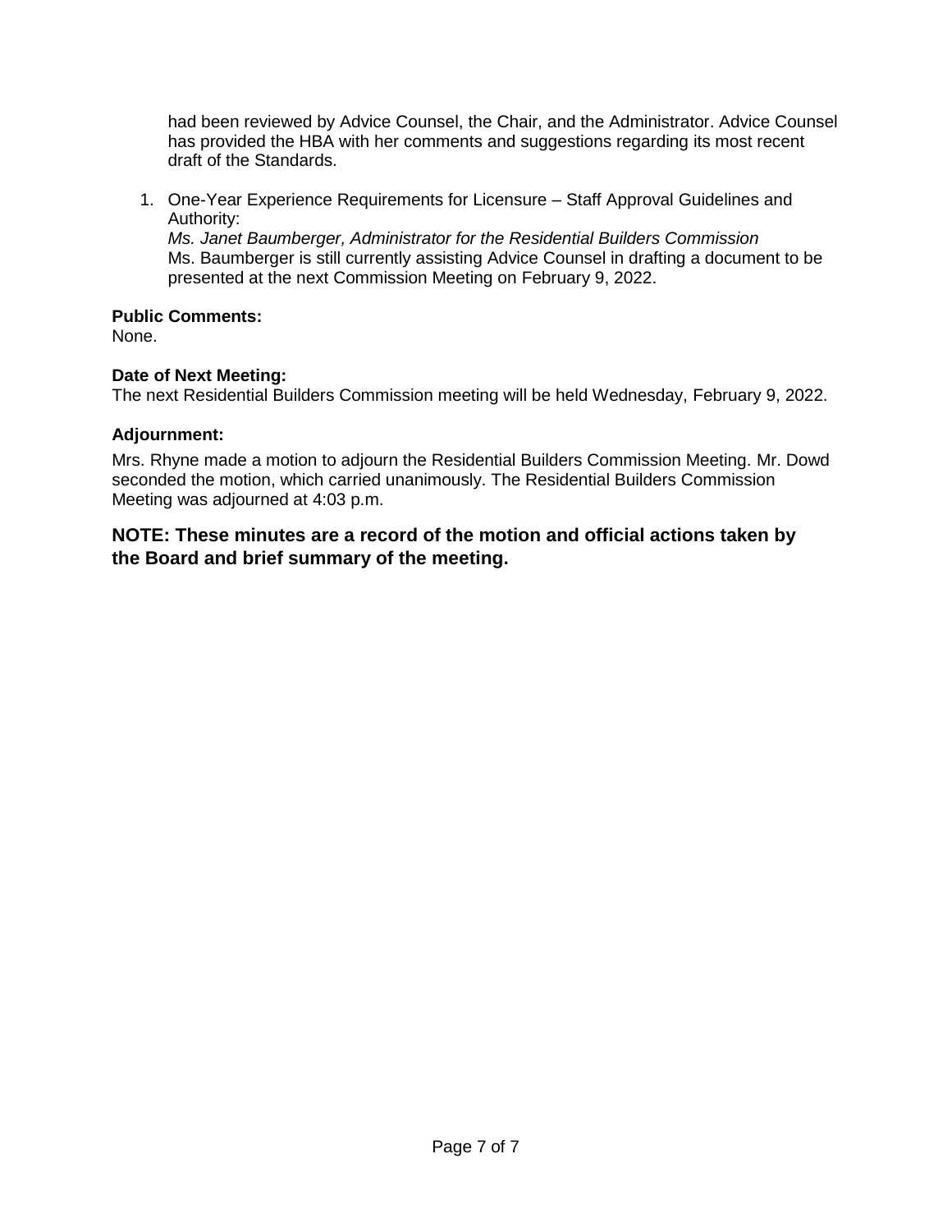had been reviewed by Advice Counsel, the Chair, and the Administrator. Advice Counsel has provided the HBA with her comments and suggestions regarding its most recent draft of the Standards.

1. One-Year Experience Requirements for Licensure – Staff Approval Guidelines and Authority:
   *Ms. Janet Baumberger, Administrator for the Residential Builders Commission*
   Ms. Baumberger is still currently assisting Advice Counsel in drafting a document to be presented at the next Commission Meeting on February 9, 2022.

**Public Comments:**
None.

**Date of Next Meeting:**
The next Residential Builders Commission meeting will be held Wednesday, February 9, 2022.

**Adjournment:**

Mrs. Rhyne made a motion to adjourn the Residential Builders Commission Meeting. Mr. Dowd seconded the motion, which carried unanimously. The Residential Builders Commission Meeting was adjourned at 4:03 p.m.

**NOTE: These minutes are a record of the motion and official actions taken by the Board and brief summary of the meeting.**